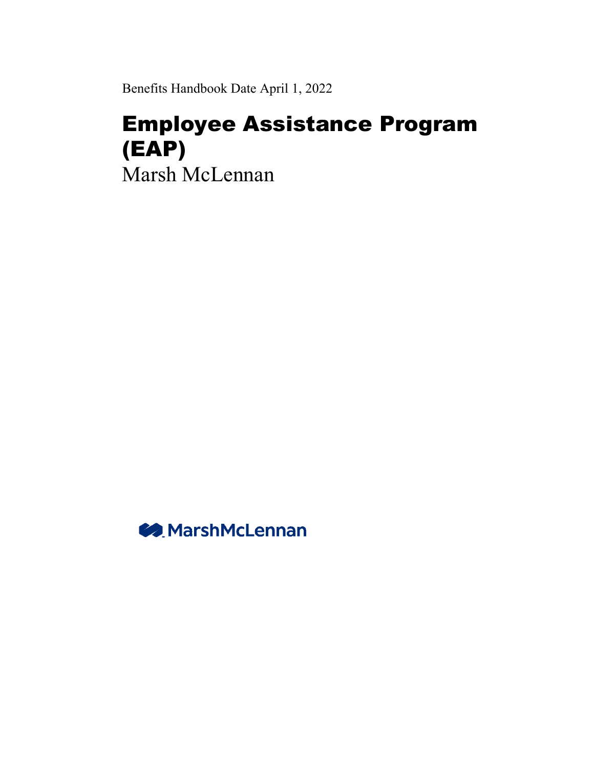Benefits Handbook Date April 1, 2022

# Employee Assistance Program (EAP)

Marsh McLennan

MarshMcLennan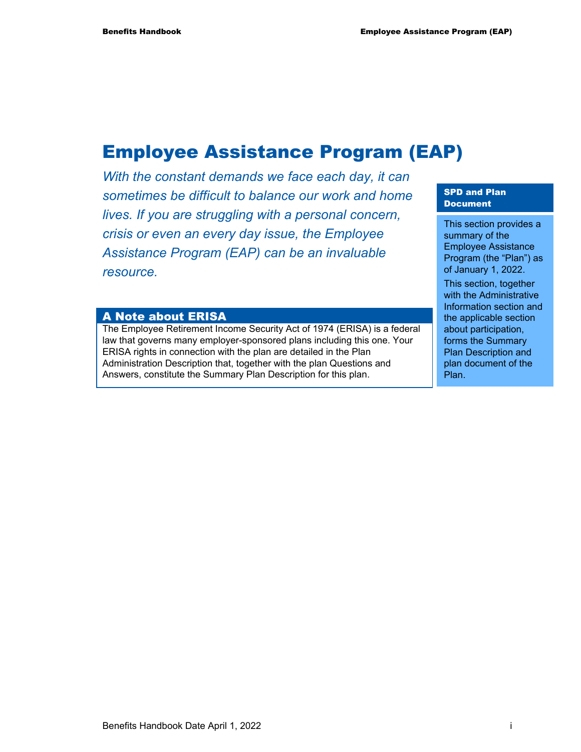# Employee Assistance Program (EAP)

*With the constant demands we face each day, it can sometimes be difficult to balance our work and home lives. If you are struggling with a personal concern, crisis or even an every day issue, the Employee Assistance Program (EAP) can be an invaluable resource.*

## A Note about ERISA

The Employee Retirement Income Security Act of 1974 (ERISA) is a federal law that governs many employer-sponsored plans including this one. Your ERISA rights in connection with the plan are detailed in the Plan Administration Description that, together with the plan Questions and Answers, constitute the Summary Plan Description for this plan.

**SPD and Plan Document**

This section provides a summary of the Employee Assistance Program (the "Plan") as of January 1, 2022.

This section, together with the Administrative Information section and the applicable section about participation, forms the Summary Plan Description and plan document of the Plan.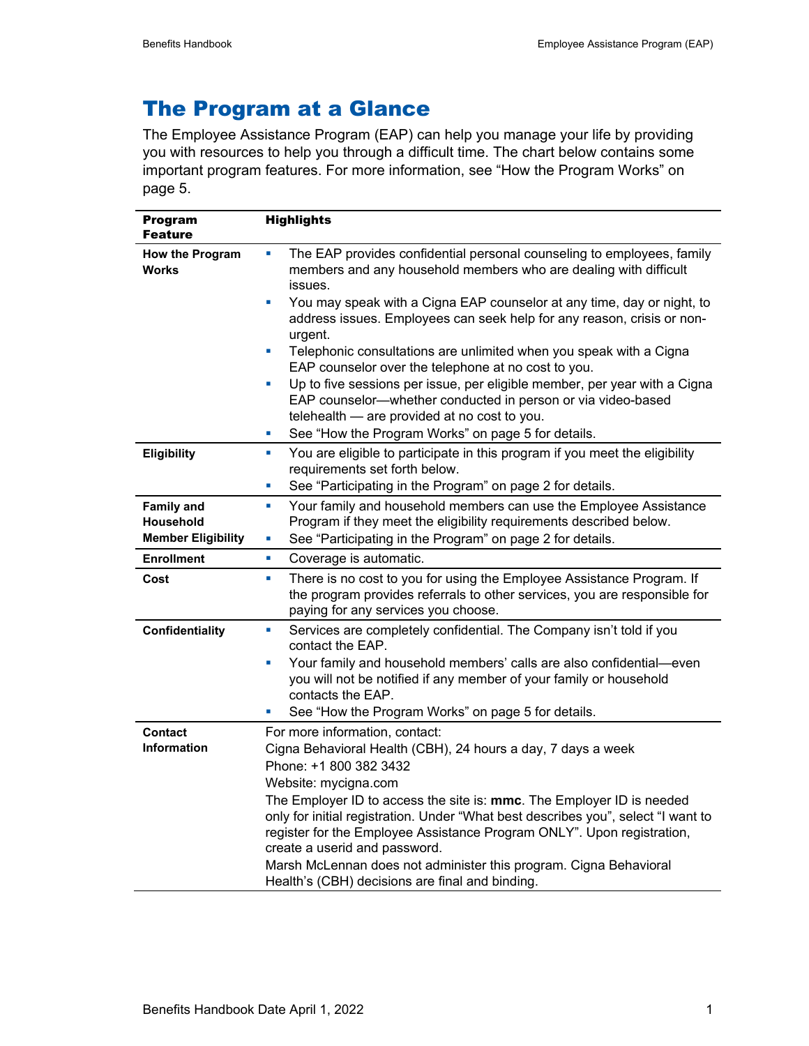# The Program at a Glance

The Employee Assistance Program (EAP) can help you manage your life by providing you with resources to help you through a difficult time. The chart below contains some important program features. For more information, see "How the Program Works" on page 5.

| Program Feature | Highlights |
|---|---|
| **How the Program Works** | ▪ The EAP provides confidential personal counseling to employees, family members and any household members who are dealing with difficult issues.<br>▪ You may speak with a Cigna EAP counselor at any time, day or night, to address issues. Employees can seek help for any reason, crisis or non-urgent.<br>▪ Telephonic consultations are unlimited when you speak with a Cigna EAP counselor over the telephone at no cost to you.<br>▪ Up to five sessions per issue, per eligible member, per year with a Cigna EAP counselor—whether conducted in person or via video-based telehealth — are provided at no cost to you.<br>▪ See "How the Program Works" on page 5 for details. |
| **Eligibility** | ▪ You are eligible to participate in this program if you meet the eligibility requirements set forth below.<br>▪ See "Participating in the Program" on page 2 for details. |
| **Family and Household Member Eligibility** | ▪ Your family and household members can use the Employee Assistance Program if they meet the eligibility requirements described below.<br>▪ See "Participating in the Program" on page 2 for details. |
| **Enrollment** | ▪ Coverage is automatic. |
| **Cost** | ▪ There is no cost to you for using the Employee Assistance Program. If the program provides referrals to other services, you are responsible for paying for any services you choose. |
| **Confidentiality** | ▪ Services are completely confidential. The Company isn't told if you contact the EAP.<br>▪ Your family and household members' calls are also confidential—even you will not be notified if any member of your family or household contacts the EAP.<br>▪ See "How the Program Works" on page 5 for details. |
| **Contact Information** | For more information, contact:<br>Cigna Behavioral Health (CBH), 24 hours a day, 7 days a week<br>Phone: +1 800 382 3432<br>Website: mycigna.com<br>The Employer ID to access the site is: **mmc**. The Employer ID is needed only for initial registration. Under "What best describes you", select "I want to register for the Employee Assistance Program ONLY". Upon registration, create a userid and password.<br>Marsh McLennan does not administer this program. Cigna Behavioral Health's (CBH) decisions are final and binding. |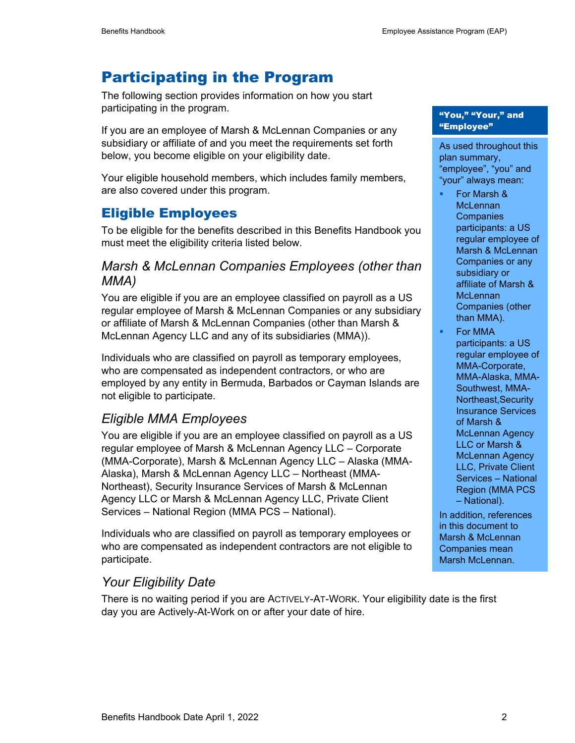# Participating in the Program

The following section provides information on how you start participating in the program.

If you are an employee of Marsh & McLennan Companies or any subsidiary or affiliate of and you meet the requirements set forth below, you become eligible on your eligibility date.

Your eligible household members, which includes family members, are also covered under this program.

## Eligible Employees

To be eligible for the benefits described in this Benefits Handbook you must meet the eligibility criteria listed below.

### *Marsh & McLennan Companies Employees (other than MMA)*

You are eligible if you are an employee classified on payroll as a US regular employee of Marsh & McLennan Companies or any subsidiary or affiliate of Marsh & McLennan Companies (other than Marsh & McLennan Agency LLC and any of its subsidiaries (MMA)).

Individuals who are classified on payroll as temporary employees, who are compensated as independent contractors, or who are employed by any entity in Bermuda, Barbados or Cayman Islands are not eligible to participate.

### *Eligible MMA Employees*

You are eligible if you are an employee classified on payroll as a US regular employee of Marsh & McLennan Agency LLC – Corporate (MMA-Corporate), Marsh & McLennan Agency LLC – Alaska (MMA-Alaska), Marsh & McLennan Agency LLC – Northeast (MMA-Northeast), Security Insurance Services of Marsh & McLennan Agency LLC or Marsh & McLennan Agency LLC, Private Client Services – National Region (MMA PCS – National).

Individuals who are classified on payroll as temporary employees or who are compensated as independent contractors are not eligible to participate.

### *Your Eligibility Date*

There is no waiting period if you are ACTIVELY-AT-WORK. Your eligibility date is the first day you are Actively-At-Work on or after your date of hire.

**"You," "Your," and "Employee"**

As used throughout this plan summary, "employee", "you" and "your" always mean:

- For Marsh & McLennan Companies participants: a US regular employee of Marsh & McLennan Companies or any subsidiary or affiliate of Marsh & McLennan Companies (other than MMA).
- For MMA participants: a US regular employee of MMA-Corporate, MMA-Alaska, MMA-Southwest, MMA-Northeast,Security Insurance Services of Marsh & McLennan Agency LLC or Marsh & McLennan Agency LLC, Private Client Services – National Region (MMA PCS – National).

In addition, references in this document to Marsh & McLennan Companies mean Marsh McLennan.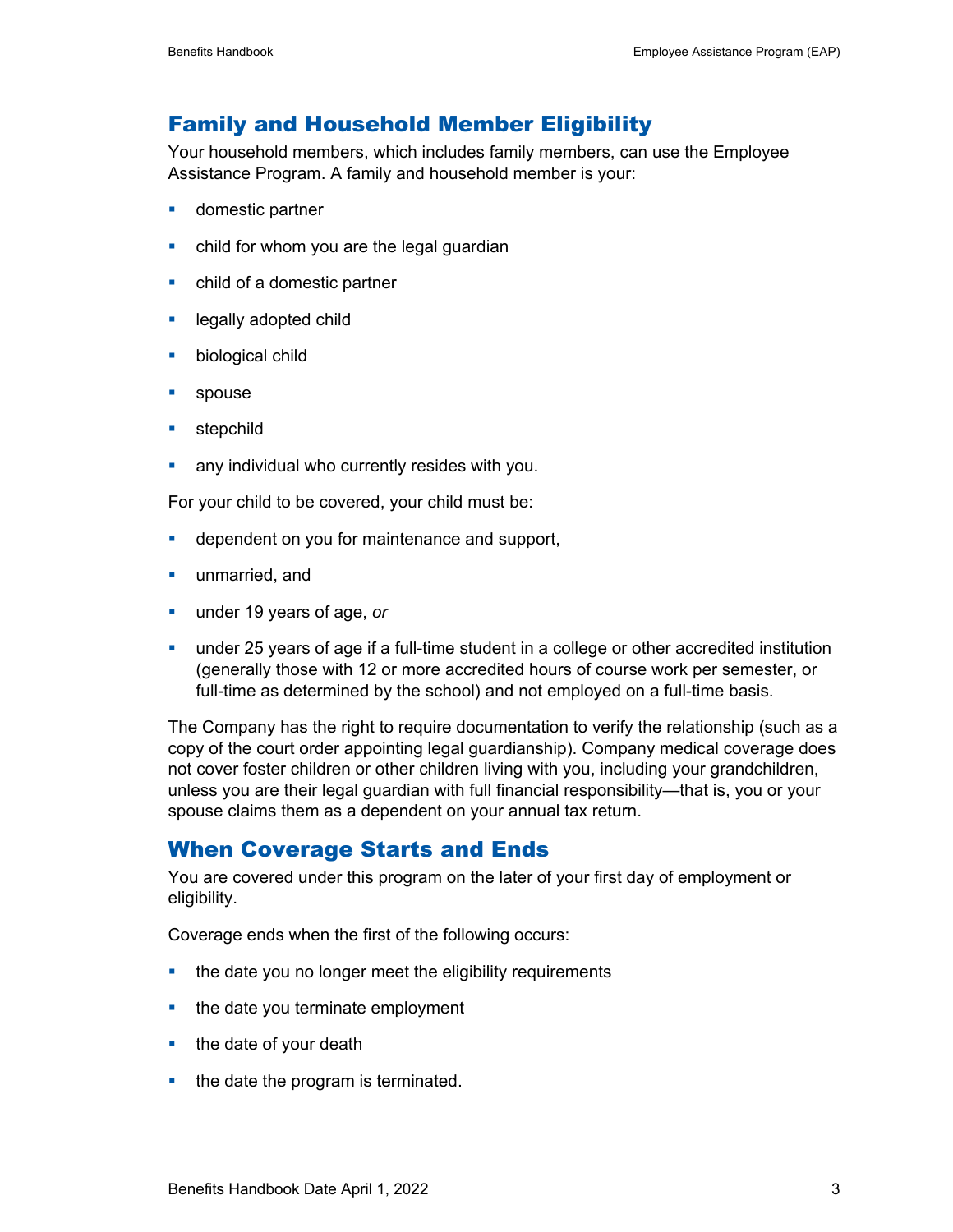## Family and Household Member Eligibility

Your household members, which includes family members, can use the Employee Assistance Program. A family and household member is your:

- domestic partner
- child for whom you are the legal guardian
- child of a domestic partner
- legally adopted child
- biological child
- spouse
- stepchild
- any individual who currently resides with you.

For your child to be covered, your child must be:

- dependent on you for maintenance and support,
- unmarried, and
- under 19 years of age, *or*
- under 25 years of age if a full-time student in a college or other accredited institution (generally those with 12 or more accredited hours of course work per semester, or full-time as determined by the school) and not employed on a full-time basis.

The Company has the right to require documentation to verify the relationship (such as a copy of the court order appointing legal guardianship). Company medical coverage does not cover foster children or other children living with you, including your grandchildren, unless you are their legal guardian with full financial responsibility—that is, you or your spouse claims them as a dependent on your annual tax return.

## When Coverage Starts and Ends

You are covered under this program on the later of your first day of employment or eligibility.

Coverage ends when the first of the following occurs:

- the date you no longer meet the eligibility requirements
- the date you terminate employment
- the date of your death
- the date the program is terminated.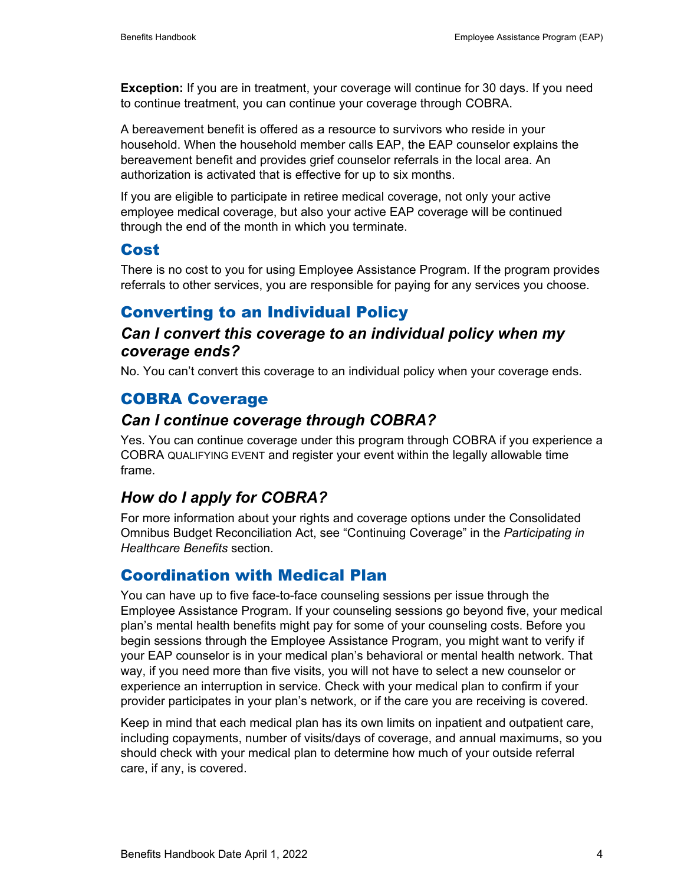**Exception:** If you are in treatment, your coverage will continue for 30 days. If you need to continue treatment, you can continue your coverage through COBRA.

A bereavement benefit is offered as a resource to survivors who reside in your household. When the household member calls EAP, the EAP counselor explains the bereavement benefit and provides grief counselor referrals in the local area. An authorization is activated that is effective for up to six months.

If you are eligible to participate in retiree medical coverage, not only your active employee medical coverage, but also your active EAP coverage will be continued through the end of the month in which you terminate.

## Cost

There is no cost to you for using Employee Assistance Program. If the program provides referrals to other services, you are responsible for paying for any services you choose.

## Converting to an Individual Policy

### *Can I convert this coverage to an individual policy when my coverage ends?*

No. You can't convert this coverage to an individual policy when your coverage ends.

## COBRA Coverage

### *Can I continue coverage through COBRA?*

Yes. You can continue coverage under this program through COBRA if you experience a COBRA QUALIFYING EVENT and register your event within the legally allowable time frame.

### *How do I apply for COBRA?*

For more information about your rights and coverage options under the Consolidated Omnibus Budget Reconciliation Act, see "Continuing Coverage" in the *Participating in Healthcare Benefits* section.

## Coordination with Medical Plan

You can have up to five face-to-face counseling sessions per issue through the Employee Assistance Program. If your counseling sessions go beyond five, your medical plan's mental health benefits might pay for some of your counseling costs. Before you begin sessions through the Employee Assistance Program, you might want to verify if your EAP counselor is in your medical plan's behavioral or mental health network. That way, if you need more than five visits, you will not have to select a new counselor or experience an interruption in service. Check with your medical plan to confirm if your provider participates in your plan's network, or if the care you are receiving is covered.

Keep in mind that each medical plan has its own limits on inpatient and outpatient care, including copayments, number of visits/days of coverage, and annual maximums, so you should check with your medical plan to determine how much of your outside referral care, if any, is covered.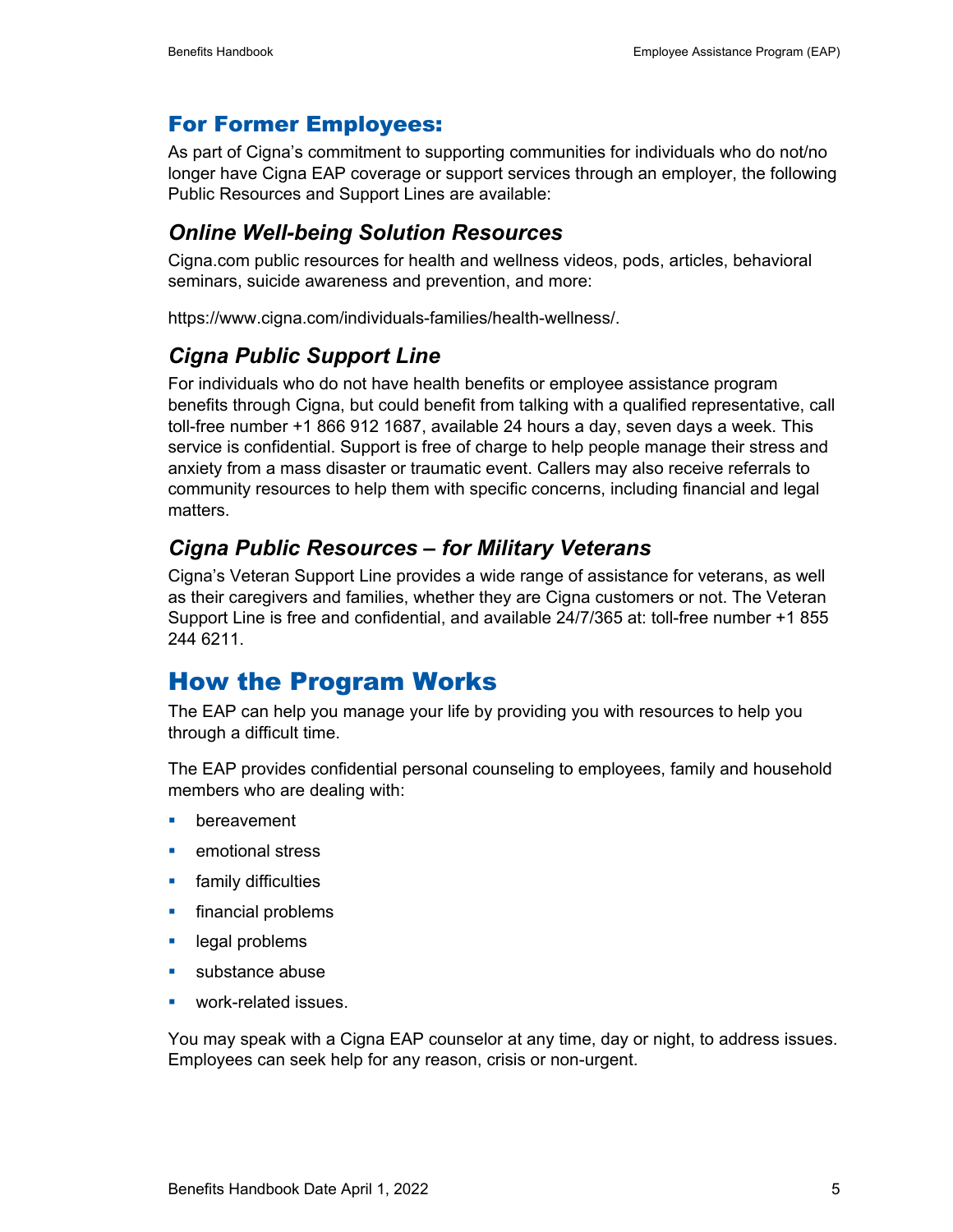## For Former Employees:

As part of Cigna's commitment to supporting communities for individuals who do not/no longer have Cigna EAP coverage or support services through an employer, the following Public Resources and Support Lines are available:

### *Online Well-being Solution Resources*

Cigna.com public resources for health and wellness videos, pods, articles, behavioral seminars, suicide awareness and prevention, and more:

https://www.cigna.com/individuals-families/health-wellness/.

### *Cigna Public Support Line*

For individuals who do not have health benefits or employee assistance program benefits through Cigna, but could benefit from talking with a qualified representative, call toll-free number +1 866 912 1687, available 24 hours a day, seven days a week. This service is confidential. Support is free of charge to help people manage their stress and anxiety from a mass disaster or traumatic event. Callers may also receive referrals to community resources to help them with specific concerns, including financial and legal matters.

### *Cigna Public Resources – for Military Veterans*

Cigna's Veteran Support Line provides a wide range of assistance for veterans, as well as their caregivers and families, whether they are Cigna customers or not. The Veteran Support Line is free and confidential, and available 24/7/365 at: toll-free number +1 855 244 6211.

# How the Program Works

The EAP can help you manage your life by providing you with resources to help you through a difficult time.

The EAP provides confidential personal counseling to employees, family and household members who are dealing with:

- bereavement
- emotional stress
- family difficulties
- financial problems
- legal problems
- substance abuse
- work-related issues.

You may speak with a Cigna EAP counselor at any time, day or night, to address issues. Employees can seek help for any reason, crisis or non-urgent.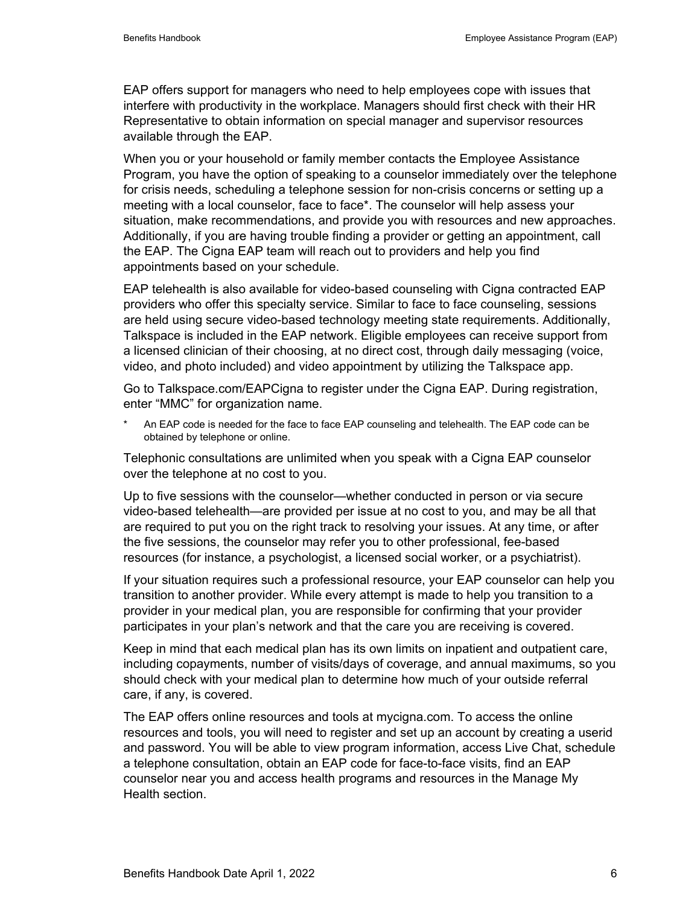EAP offers support for managers who need to help employees cope with issues that interfere with productivity in the workplace. Managers should first check with their HR Representative to obtain information on special manager and supervisor resources available through the EAP.

When you or your household or family member contacts the Employee Assistance Program, you have the option of speaking to a counselor immediately over the telephone for crisis needs, scheduling a telephone session for non-crisis concerns or setting up a meeting with a local counselor, face to face*. The counselor will help assess your situation, make recommendations, and provide you with resources and new approaches. Additionally, if you are having trouble finding a provider or getting an appointment, call the EAP. The Cigna EAP team will reach out to providers and help you find appointments based on your schedule.

EAP telehealth is also available for video-based counseling with Cigna contracted EAP providers who offer this specialty service. Similar to face to face counseling, sessions are held using secure video-based technology meeting state requirements. Additionally, Talkspace is included in the EAP network. Eligible employees can receive support from a licensed clinician of their choosing, at no direct cost, through daily messaging (voice, video, and photo included) and video appointment by utilizing the Talkspace app.

Go to Talkspace.com/EAPCigna to register under the Cigna EAP. During registration, enter "MMC" for organization name.

\* An EAP code is needed for the face to face EAP counseling and telehealth. The EAP code can be obtained by telephone or online.

Telephonic consultations are unlimited when you speak with a Cigna EAP counselor over the telephone at no cost to you.

Up to five sessions with the counselor—whether conducted in person or via secure video-based telehealth—are provided per issue at no cost to you, and may be all that are required to put you on the right track to resolving your issues. At any time, or after the five sessions, the counselor may refer you to other professional, fee-based resources (for instance, a psychologist, a licensed social worker, or a psychiatrist).

If your situation requires such a professional resource, your EAP counselor can help you transition to another provider. While every attempt is made to help you transition to a provider in your medical plan, you are responsible for confirming that your provider participates in your plan's network and that the care you are receiving is covered.

Keep in mind that each medical plan has its own limits on inpatient and outpatient care, including copayments, number of visits/days of coverage, and annual maximums, so you should check with your medical plan to determine how much of your outside referral care, if any, is covered.

The EAP offers online resources and tools at mycigna.com. To access the online resources and tools, you will need to register and set up an account by creating a userid and password. You will be able to view program information, access Live Chat, schedule a telephone consultation, obtain an EAP code for face-to-face visits, find an EAP counselor near you and access health programs and resources in the Manage My Health section.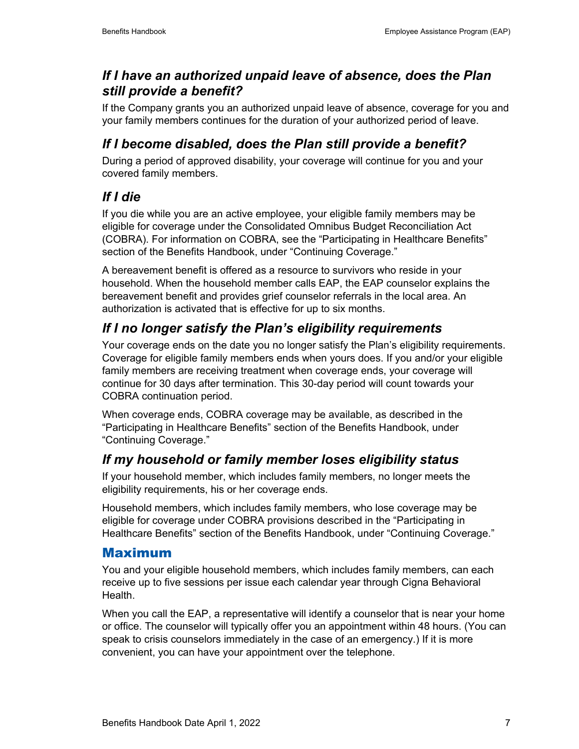### *If I have an authorized unpaid leave of absence, does the Plan still provide a benefit?*

If the Company grants you an authorized unpaid leave of absence, coverage for you and your family members continues for the duration of your authorized period of leave.

### *If I become disabled, does the Plan still provide a benefit?*

During a period of approved disability, your coverage will continue for you and your covered family members.

### *If I die*

If you die while you are an active employee, your eligible family members may be eligible for coverage under the Consolidated Omnibus Budget Reconciliation Act (COBRA). For information on COBRA, see the "Participating in Healthcare Benefits" section of the Benefits Handbook, under "Continuing Coverage."

A bereavement benefit is offered as a resource to survivors who reside in your household. When the household member calls EAP, the EAP counselor explains the bereavement benefit and provides grief counselor referrals in the local area. An authorization is activated that is effective for up to six months.

### *If I no longer satisfy the Plan's eligibility requirements*

Your coverage ends on the date you no longer satisfy the Plan's eligibility requirements. Coverage for eligible family members ends when yours does. If you and/or your eligible family members are receiving treatment when coverage ends, your coverage will continue for 30 days after termination. This 30-day period will count towards your COBRA continuation period.

When coverage ends, COBRA coverage may be available, as described in the "Participating in Healthcare Benefits" section of the Benefits Handbook, under "Continuing Coverage."

### *If my household or family member loses eligibility status*

If your household member, which includes family members, no longer meets the eligibility requirements, his or her coverage ends.

Household members, which includes family members, who lose coverage may be eligible for coverage under COBRA provisions described in the "Participating in Healthcare Benefits" section of the Benefits Handbook, under "Continuing Coverage."

## Maximum

You and your eligible household members, which includes family members, can each receive up to five sessions per issue each calendar year through Cigna Behavioral Health.

When you call the EAP, a representative will identify a counselor that is near your home or office. The counselor will typically offer you an appointment within 48 hours. (You can speak to crisis counselors immediately in the case of an emergency.) If it is more convenient, you can have your appointment over the telephone.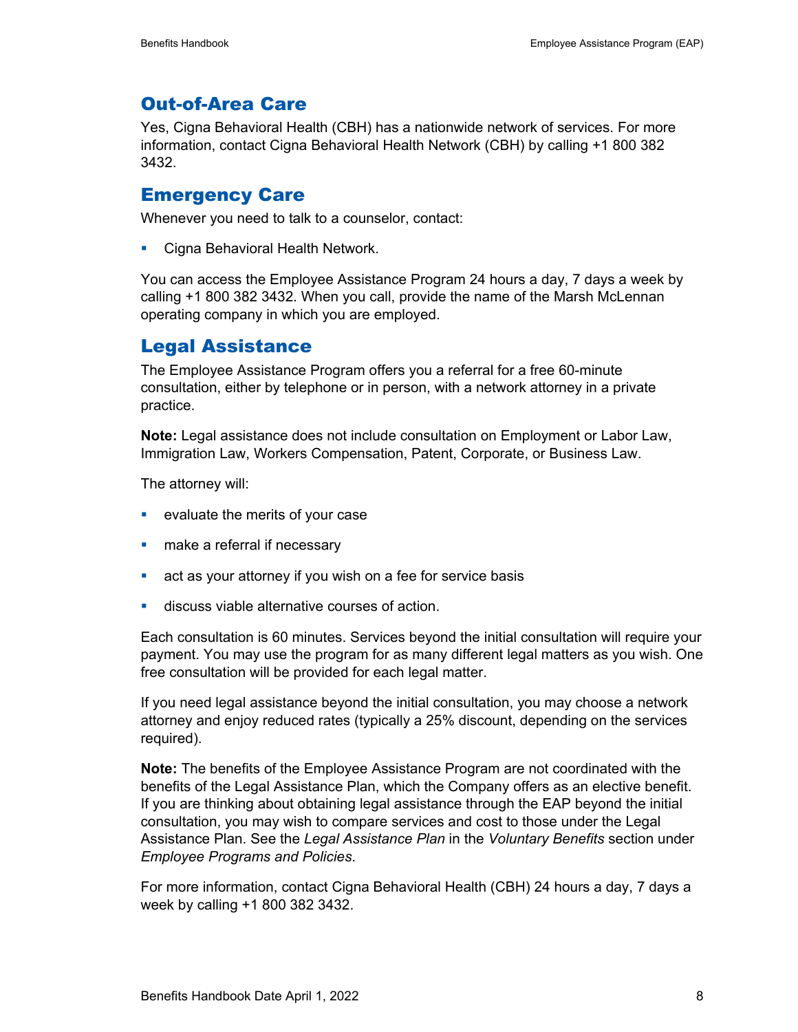## Out-of-Area Care

Yes, Cigna Behavioral Health (CBH) has a nationwide network of services. For more information, contact Cigna Behavioral Health Network (CBH) by calling +1 800 382 3432.

## Emergency Care

Whenever you need to talk to a counselor, contact:

- Cigna Behavioral Health Network.

You can access the Employee Assistance Program 24 hours a day, 7 days a week by calling +1 800 382 3432. When you call, provide the name of the Marsh McLennan operating company in which you are employed.

## Legal Assistance

The Employee Assistance Program offers you a referral for a free 60-minute consultation, either by telephone or in person, with a network attorney in a private practice.

**Note:** Legal assistance does not include consultation on Employment or Labor Law, Immigration Law, Workers Compensation, Patent, Corporate, or Business Law.

The attorney will:

- evaluate the merits of your case
- make a referral if necessary
- act as your attorney if you wish on a fee for service basis
- discuss viable alternative courses of action.

Each consultation is 60 minutes. Services beyond the initial consultation will require your payment. You may use the program for as many different legal matters as you wish. One free consultation will be provided for each legal matter.

If you need legal assistance beyond the initial consultation, you may choose a network attorney and enjoy reduced rates (typically a 25% discount, depending on the services required).

**Note:** The benefits of the Employee Assistance Program are not coordinated with the benefits of the Legal Assistance Plan, which the Company offers as an elective benefit. If you are thinking about obtaining legal assistance through the EAP beyond the initial consultation, you may wish to compare services and cost to those under the Legal Assistance Plan. See the *Legal Assistance Plan* in the *Voluntary Benefits* section under *Employee Programs and Policies*.

For more information, contact Cigna Behavioral Health (CBH) 24 hours a day, 7 days a week by calling +1 800 382 3432.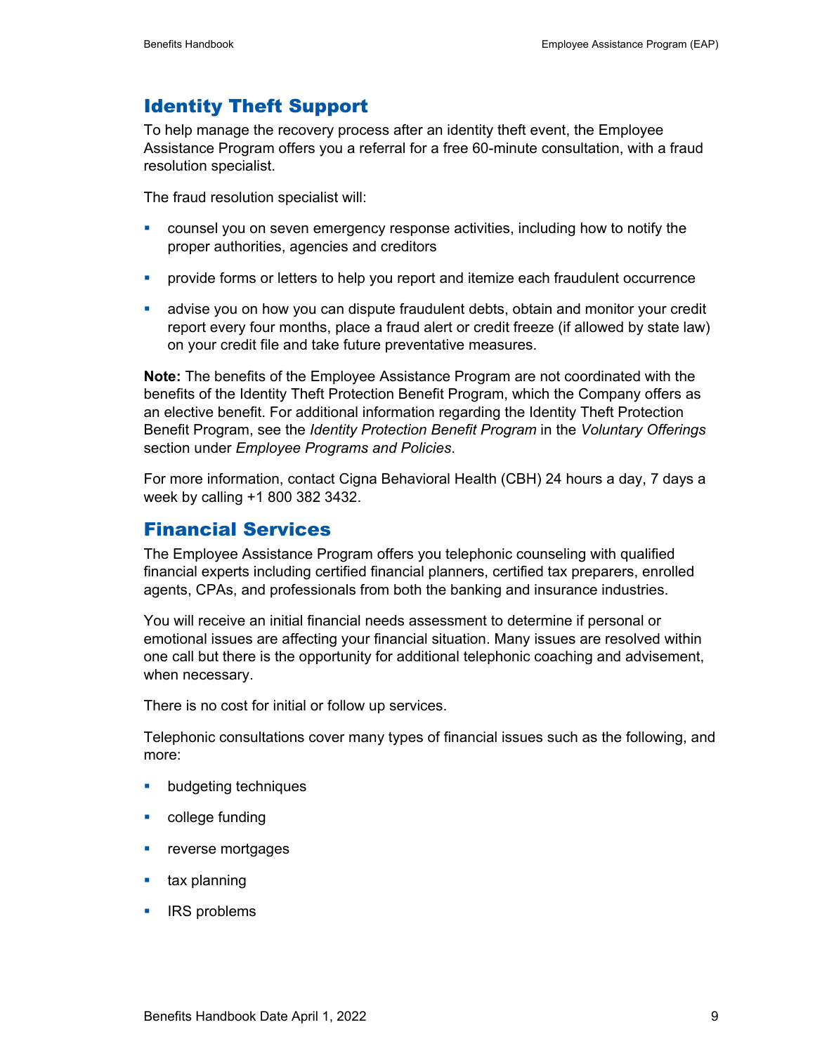## Identity Theft Support

To help manage the recovery process after an identity theft event, the Employee Assistance Program offers you a referral for a free 60-minute consultation, with a fraud resolution specialist.

The fraud resolution specialist will:

- counsel you on seven emergency response activities, including how to notify the proper authorities, agencies and creditors
- provide forms or letters to help you report and itemize each fraudulent occurrence
- advise you on how you can dispute fraudulent debts, obtain and monitor your credit report every four months, place a fraud alert or credit freeze (if allowed by state law) on your credit file and take future preventative measures.

**Note:** The benefits of the Employee Assistance Program are not coordinated with the benefits of the Identity Theft Protection Benefit Program, which the Company offers as an elective benefit. For additional information regarding the Identity Theft Protection Benefit Program, see the *Identity Protection Benefit Program* in the *Voluntary Offerings* section under *Employee Programs and Policies*.

For more information, contact Cigna Behavioral Health (CBH) 24 hours a day, 7 days a week by calling +1 800 382 3432.

## Financial Services

The Employee Assistance Program offers you telephonic counseling with qualified financial experts including certified financial planners, certified tax preparers, enrolled agents, CPAs, and professionals from both the banking and insurance industries.

You will receive an initial financial needs assessment to determine if personal or emotional issues are affecting your financial situation. Many issues are resolved within one call but there is the opportunity for additional telephonic coaching and advisement, when necessary.

There is no cost for initial or follow up services.

Telephonic consultations cover many types of financial issues such as the following, and more:

- budgeting techniques
- college funding
- reverse mortgages
- tax planning
- IRS problems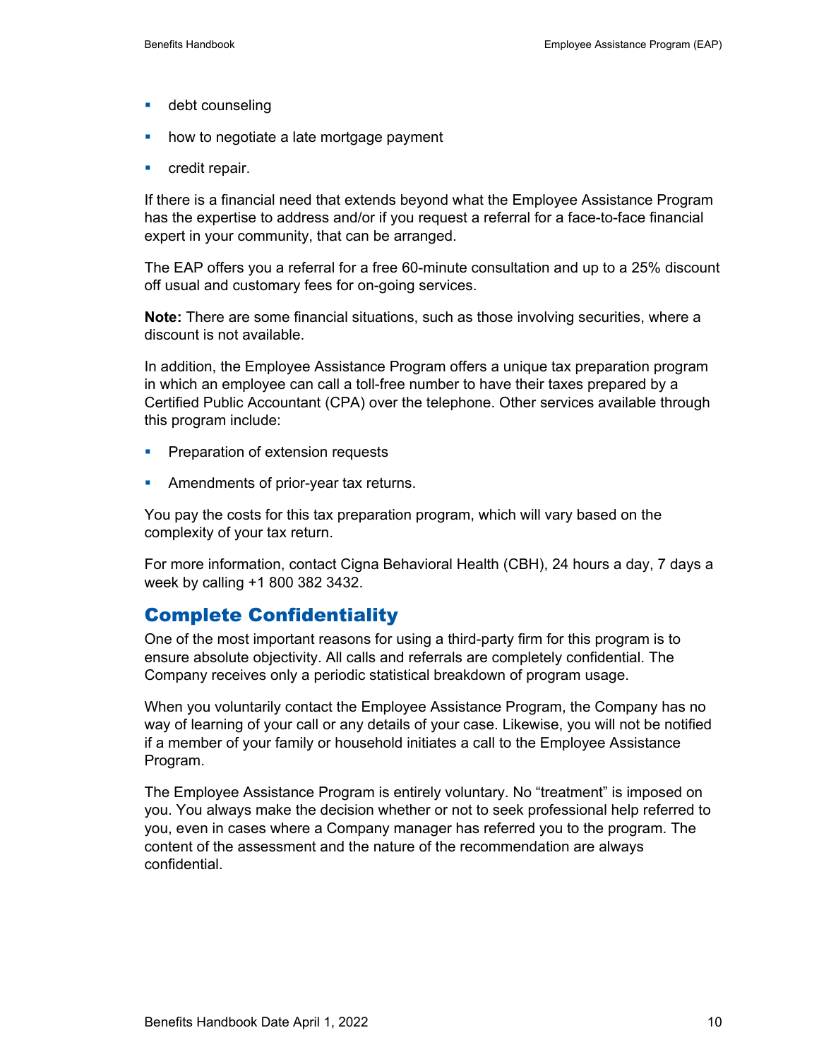- debt counseling
- how to negotiate a late mortgage payment
- credit repair.

If there is a financial need that extends beyond what the Employee Assistance Program has the expertise to address and/or if you request a referral for a face-to-face financial expert in your community, that can be arranged.

The EAP offers you a referral for a free 60-minute consultation and up to a 25% discount off usual and customary fees for on-going services.

**Note:** There are some financial situations, such as those involving securities, where a discount is not available.

In addition, the Employee Assistance Program offers a unique tax preparation program in which an employee can call a toll-free number to have their taxes prepared by a Certified Public Accountant (CPA) over the telephone. Other services available through this program include:

- Preparation of extension requests
- Amendments of prior-year tax returns.

You pay the costs for this tax preparation program, which will vary based on the complexity of your tax return.

For more information, contact Cigna Behavioral Health (CBH), 24 hours a day, 7 days a week by calling +1 800 382 3432.

## Complete Confidentiality

One of the most important reasons for using a third-party firm for this program is to ensure absolute objectivity. All calls and referrals are completely confidential. The Company receives only a periodic statistical breakdown of program usage.

When you voluntarily contact the Employee Assistance Program, the Company has no way of learning of your call or any details of your case. Likewise, you will not be notified if a member of your family or household initiates a call to the Employee Assistance Program.

The Employee Assistance Program is entirely voluntary. No "treatment" is imposed on you. You always make the decision whether or not to seek professional help referred to you, even in cases where a Company manager has referred you to the program. The content of the assessment and the nature of the recommendation are always confidential.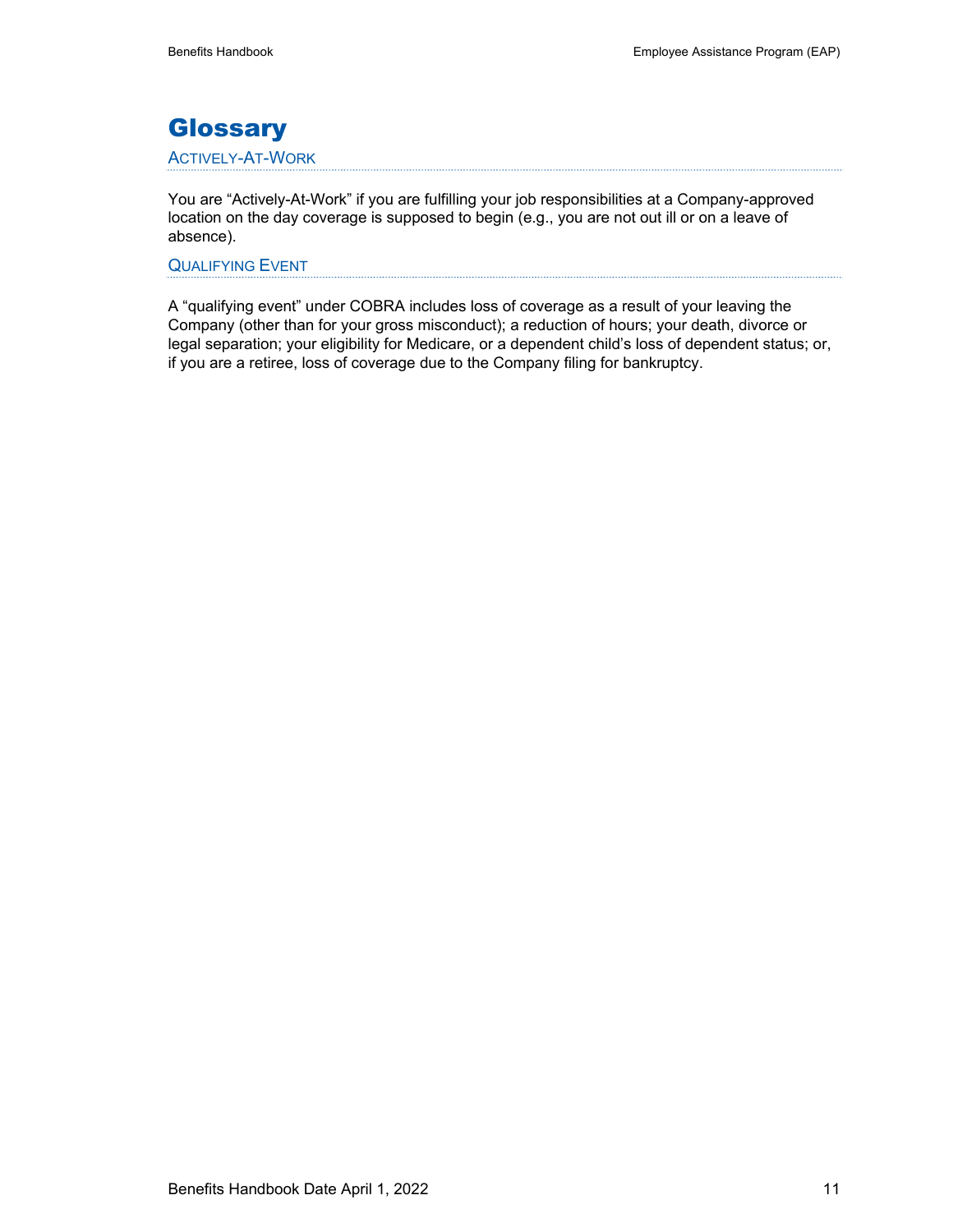# Glossary

## Actively-At-Work

You are "Actively-At-Work" if you are fulfilling your job responsibilities at a Company-approved location on the day coverage is supposed to begin (e.g., you are not out ill or on a leave of absence).

## Qualifying Event

A "qualifying event" under COBRA includes loss of coverage as a result of your leaving the Company (other than for your gross misconduct); a reduction of hours; your death, divorce or legal separation; your eligibility for Medicare, or a dependent child's loss of dependent status; or, if you are a retiree, loss of coverage due to the Company filing for bankruptcy.